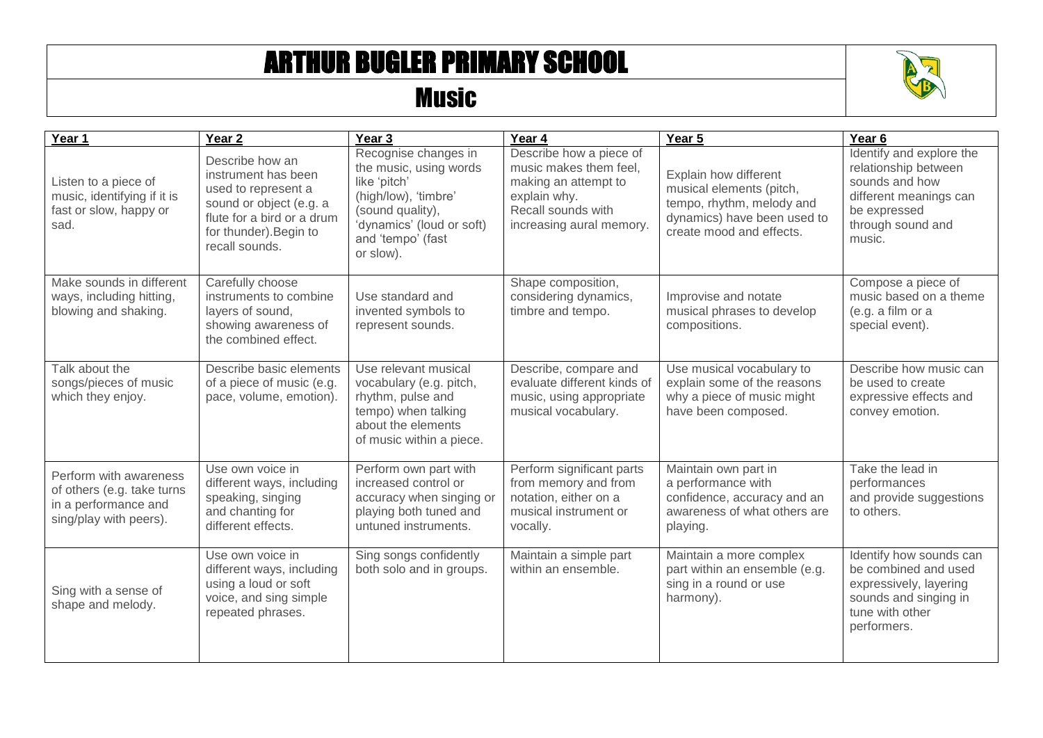# ARTHUR BUGLER PRIMARY SCHOOL

## Music

| Year 1 | Year 2 | Year 3 | Year 4 | Year 5 | Year 6 |
|---|---|---|---|---|---|
| Listen to a piece of music, identifying if it is fast or slow, happy or sad. | Describe how an instrument has been used to represent a sound or object (e.g. a flute for a bird or a drum for thunder).Begin to recall sounds. | Recognise changes in the music, using words like 'pitch' (high/low), 'timbre' (sound quality), 'dynamics' (loud or soft) and 'tempo' (fast or slow). | Describe how a piece of music makes them feel, making an attempt to explain why. Recall sounds with increasing aural memory. | Explain how different musical elements (pitch, tempo, rhythm, melody and dynamics) have been used to create mood and effects. | Identify and explore the relationship between sounds and how different meanings can be expressed through sound and music. |
| Make sounds in different ways, including hitting, blowing and shaking. | Carefully choose instruments to combine layers of sound, showing awareness of the combined effect. | Use standard and invented symbols to represent sounds. | Shape composition, considering dynamics, timbre and tempo. | Improvise and notate musical phrases to develop compositions. | Compose a piece of music based on a theme (e.g. a film or a special event). |
| Talk about the songs/pieces of music which they enjoy. | Describe basic elements of a piece of music (e.g. pace, volume, emotion). | Use relevant musical vocabulary (e.g. pitch, rhythm, pulse and tempo) when talking about the elements of music within a piece. | Describe, compare and evaluate different kinds of music, using appropriate musical vocabulary. | Use musical vocabulary to explain some of the reasons why a piece of music might have been composed. | Describe how music can be used to create expressive effects and convey emotion. |
| Perform with awareness of others (e.g. take turns in a performance and sing/play with peers). | Use own voice in different ways, including speaking, singing and chanting for different effects. | Perform own part with increased control or accuracy when singing or playing both tuned and untuned instruments. | Perform significant parts from memory and from notation, either on a musical instrument or vocally. | Maintain own part in a performance with confidence, accuracy and an awareness of what others are playing. | Take the lead in performances and provide suggestions to others. |
| Sing with a sense of shape and melody. | Use own voice in different ways, including using a loud or soft voice, and sing simple repeated phrases. | Sing songs confidently both solo and in groups. | Maintain a simple part within an ensemble. | Maintain a more complex part within an ensemble (e.g. sing in a round or use harmony). | Identify how sounds can be combined and used expressively, layering sounds and singing in tune with other performers. |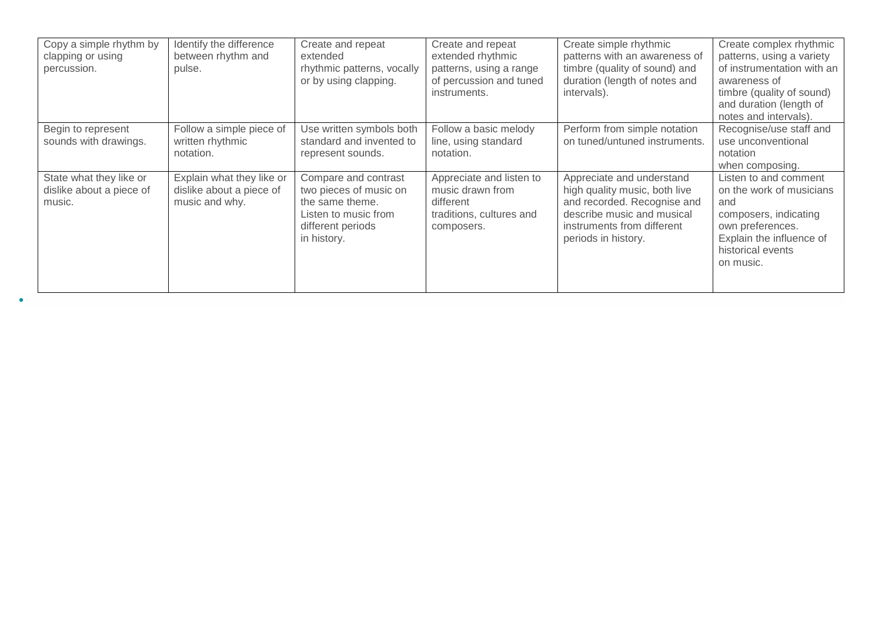| | | | | | |
|---|---|---|---|---|---|
| Copy a simple rhythm by clapping or using percussion. | Identify the difference between rhythm and pulse. | Create and repeat extended rhythmic patterns, vocally or by using clapping. | Create and repeat extended rhythmic patterns, using a range of percussion and tuned instruments. | Create simple rhythmic patterns with an awareness of timbre (quality of sound) and duration (length of notes and intervals). | Create complex rhythmic patterns, using a variety of instrumentation with an awareness of timbre (quality of sound) and duration (length of notes and intervals). |
| Begin to represent sounds with drawings. | Follow a simple piece of written rhythmic notation. | Use written symbols both standard and invented to represent sounds. | Follow a basic melody line, using standard notation. | Perform from simple notation on tuned/untuned instruments. | Recognise/use staff and use unconventional notation when composing. |
| State what they like or dislike about a piece of music. | Explain what they like or dislike about a piece of music and why. | Compare and contrast two pieces of music on the same theme. Listen to music from different periods in history. | Appreciate and listen to music drawn from different traditions, cultures and composers. | Appreciate and understand high quality music, both live and recorded. Recognise and describe music and musical instruments from different periods in history. | Listen to and comment on the work of musicians and composers, indicating own preferences. Explain the influence of historical events on music. |